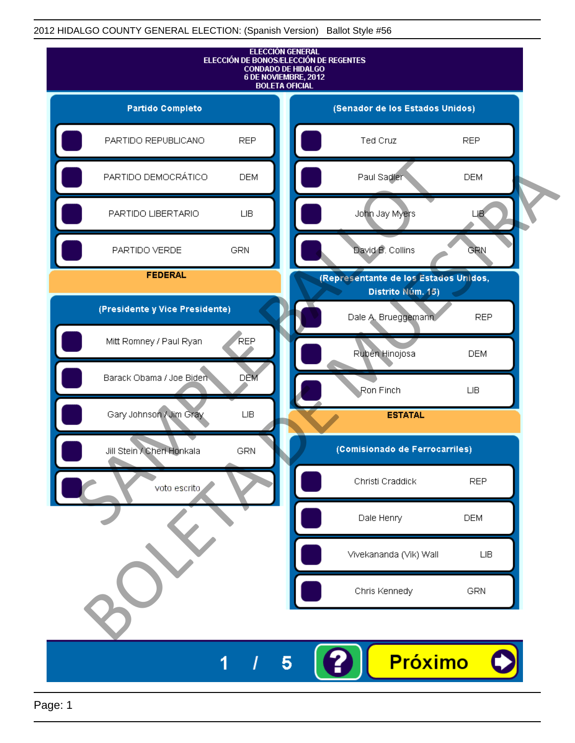2012 HIDALGO COUNTY GENERAL ELECTION: (Spanish Version)   Ballot Style #56

# ELECCIÓN GENERAL
## ELECCIÓN DE BONOS/ELECCIÓN DE REGENTES
## CONDADO DE HIDALGO
## 6 DE NOVIEMBRE, 2012
## BOLETA OFICIAL

### Partido Completo

| Candidato | Partido |
|---|---|
| PARTIDO REPUBLICANO | REP |
| PARTIDO DEMOCRÁTICO | DEM |
| PARTIDO LIBERTARIO | LIB |
| PARTIDO VERDE | GRN |

## FEDERAL

### (Presidente y Vice Presidente)

| Candidato | Partido |
|---|---|
| Mitt Romney / Paul Ryan | REP |
| Barack Obama / Joe Biden | DEM |
| Gary Johnson / Jim Gray | LIB |
| Jill Stein / Cheri Honkala | GRN |
| voto escrito | |

### (Senador de los Estados Unidos)

| Candidato | Partido |
|---|---|
| Ted Cruz | REP |
| Paul Sadler | DEM |
| John Jay Myers | LIB |
| David B. Collins | GRN |

### (Representante de los Estados Unidos, Distrito Núm. 15)

| Candidato | Partido |
|---|---|
| Dale A. Brueggemann | REP |
| Rubén Hinojosa | DEM |
| Ron Finch | LIB |

## ESTATAL

### (Comisionado de Ferrocarriles)

| Candidato | Partido |
|---|---|
| Christi Craddick | REP |
| Dale Henry | DEM |
| Vivekananda (Vik) Wall | LIB |
| Chris Kennedy | GRN |

SAMPLE BALLOT
BOLETA DE MUESTRA

1 / 5

Próximo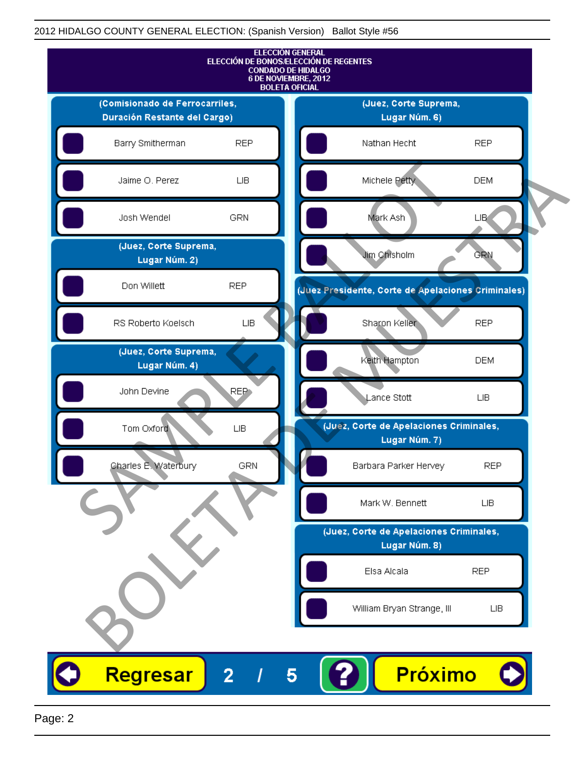**ELECCIÓN GENERAL**
**ELECCIÓN DE BONOS/ELECCIÓN DE REGENTES**
**CONDADO DE HIDALGO**
**6 DE NOVIEMBRE, 2012**
**BOLETA OFICIAL**

### (Comisionado de Ferrocarriles, Duración Restante del Cargo)

| Candidato | Partido |
|---|---|
| Barry Smitherman | REP |
| Jaime O. Perez | LIB |
| Josh Wendel | GRN |

### (Juez, Corte Suprema, Lugar Núm. 2)

| Candidato | Partido |
|---|---|
| Don Willett | REP |
| RS Roberto Koelsch | LIB |

### (Juez, Corte Suprema, Lugar Núm. 4)

| Candidato | Partido |
|---|---|
| John Devine | REP |
| Tom Oxford | LIB |
| Charles E. Waterbury | GRN |

### (Juez, Corte Suprema, Lugar Núm. 6)

| Candidato | Partido |
|---|---|
| Nathan Hecht | REP |
| Michele Petty | DEM |
| Mark Ash | LIB |
| Jim Chisholm | GRN |

### (Juez Presidente, Corte de Apelaciones Criminales)

| Candidato | Partido |
|---|---|
| Sharon Keller | REP |
| Keith Hampton | DEM |
| Lance Stott | LIB |

### (Juez, Corte de Apelaciones Criminales, Lugar Núm. 7)

| Candidato | Partido |
|---|---|
| Barbara Parker Hervey | REP |
| Mark W. Bennett | LIB |

### (Juez, Corte de Apelaciones Criminales, Lugar Núm. 8)

| Candidato | Partido |
|---|---|
| Elsa Alcala | REP |
| William Bryan Strange, III | LIB |

SAMPLE BALLOT
BOLETA DE MUESTRA

Regresar 2 / 5 ? Próximo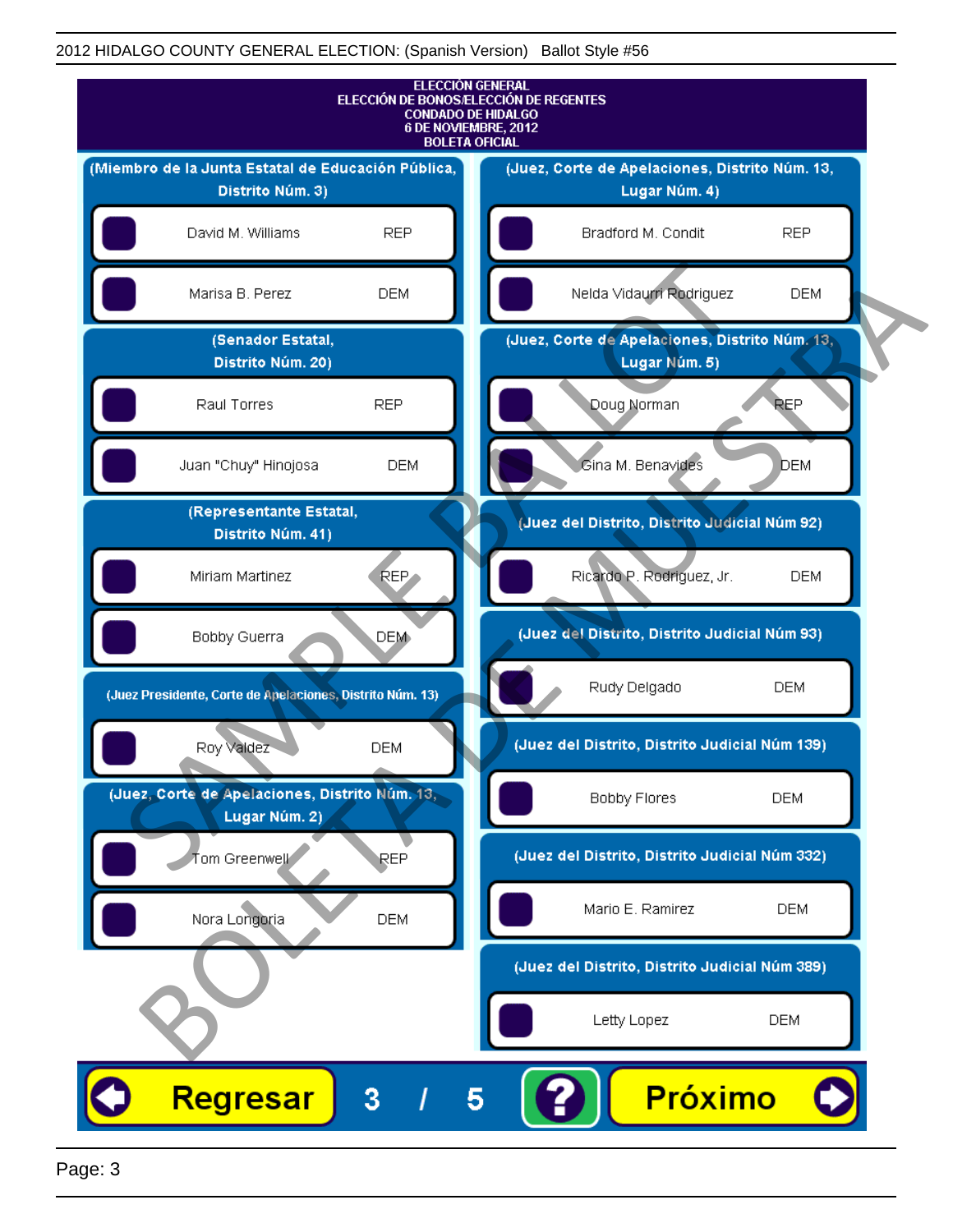2012 HIDALGO COUNTY GENERAL ELECTION: (Spanish Version) Ballot Style #56

# ELECCIÓN GENERAL
## ELECCIÓN DE BONOS/ELECCIÓN DE REGENTES
## CONDADO DE HIDALGO
## 6 DE NOVIEMBRE, 2012
## BOLETA OFICIAL

### (Miembro de la Junta Estatal de Educación Pública, Distrito Núm. 3)

| Candidato | Partido |
|---|---|
| David M. Williams | REP |
| Marisa B. Perez | DEM |

### (Senador Estatal, Distrito Núm. 20)

| Candidato | Partido |
|---|---|
| Raul Torres | REP |
| Juan "Chuy" Hinojosa | DEM |

### (Representante Estatal, Distrito Núm. 41)

| Candidato | Partido |
|---|---|
| Miriam Martinez | REP |
| Bobby Guerra | DEM |

### (Juez Presidente, Corte de Apelaciones, Distrito Núm. 13)

| Candidato | Partido |
|---|---|
| Roy Valdez | DEM |

### (Juez, Corte de Apelaciones, Distrito Núm. 13, Lugar Núm. 2)

| Candidato | Partido |
|---|---|
| Tom Greenwell | REP |
| Nora Longoria | DEM |

### (Juez, Corte de Apelaciones, Distrito Núm. 13, Lugar Núm. 4)

| Candidato | Partido |
|---|---|
| Bradford M. Condit | REP |
| Nelda Vidaurri Rodriguez | DEM |

### (Juez, Corte de Apelaciones, Distrito Núm. 13, Lugar Núm. 5)

| Candidato | Partido |
|---|---|
| Doug Norman | REP |
| Gina M. Benavides | DEM |

### (Juez del Distrito, Distrito Judicial Núm 92)

| Candidato | Partido |
|---|---|
| Ricardo P. Rodriguez, Jr. | DEM |

### (Juez del Distrito, Distrito Judicial Núm 93)

| Candidato | Partido |
|---|---|
| Rudy Delgado | DEM |

### (Juez del Distrito, Distrito Judicial Núm 139)

| Candidato | Partido |
|---|---|
| Bobby Flores | DEM |

### (Juez del Distrito, Distrito Judicial Núm 332)

| Candidato | Partido |
|---|---|
| Mario E. Ramirez | DEM |

### (Juez del Distrito, Distrito Judicial Núm 389)

| Candidato | Partido |
|---|---|
| Letty Lopez | DEM |

Regresar 3 / 5 ? Próximo

SAMPLE BALLOT BOLETA DE MUESTRA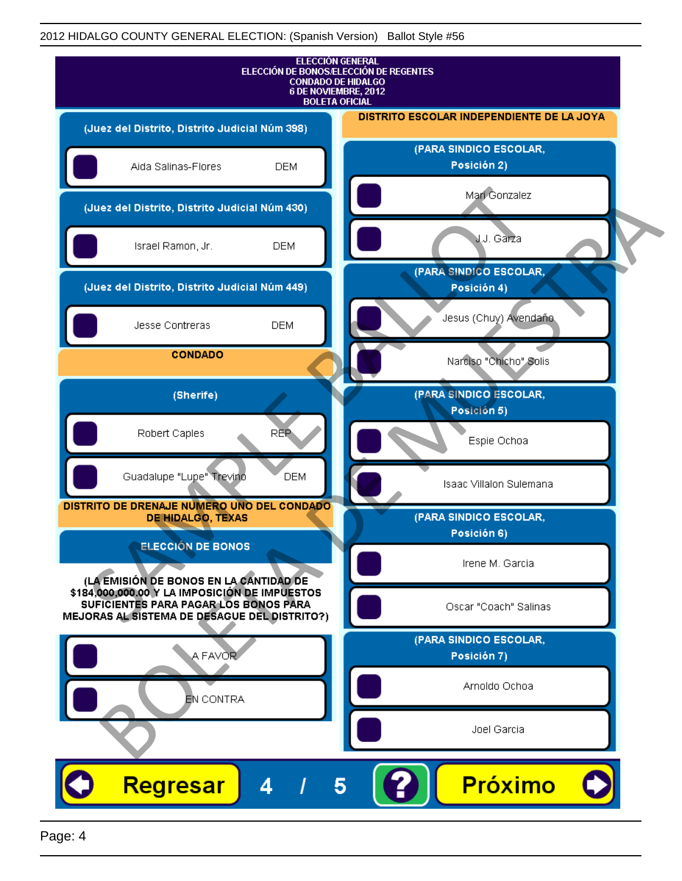2012 HIDALGO COUNTY GENERAL ELECTION: (Spanish Version)   Ballot Style #56

# ELECCIÓN GENERAL
## ELECCIÓN DE BONOS/ELECCIÓN DE REGENTES
## CONDADO DE HIDALGO
## 6 DE NOVIEMBRE, 2012
## BOLETA OFICIAL

### (Juez del Distrito, Distrito Judicial Núm 398)

- Aida Salinas-Flores DEM

### (Juez del Distrito, Distrito Judicial Núm 430)

- Israel Ramon, Jr. DEM

### (Juez del Distrito, Distrito Judicial Núm 449)

- Jesse Contreras DEM

## CONDADO

### (Sherife)

- Robert Caples REP
- Guadalupe "Lupe" Trevino DEM

## DISTRITO DE DRENAJE NUMERO UNO DEL CONDADO DE HIDALGO, TEXAS

### ELECCIÓN DE BONOS

**(LA EMISIÓN DE BONOS EN LA CANTIDAD DE $184,000,000.00 Y LA IMPOSICIÓN DE IMPUESTOS SUFICIENTES PARA PAGAR LOS BONOS PARA MEJORAS AL SISTEMA DE DESAGUE DEL DISTRITO?)**

- A FAVOR
- EN CONTRA

## DISTRITO ESCOLAR INDEPENDIENTE DE LA JOYA

### (PARA SINDICO ESCOLAR, Posición 2)

- Mari Gonzalez
- J.J. Garza

### (PARA SINDICO ESCOLAR, Posición 4)

- Jesus (Chuy) Avendaño
- Narciso "Chicho" Solis

### (PARA SINDICO ESCOLAR, Posición 5)

- Espie Ochoa
- Isaac Villalon Sulemana

### (PARA SINDICO ESCOLAR, Posición 6)

- Irene M. Garcia
- Oscar "Coach" Salinas

### (PARA SINDICO ESCOLAR, Posición 7)

- Arnoldo Ochoa
- Joel Garcia

Regresar 4 / 5 ? Próximo

SAMPLE BALLOT BOLETA DE MUESTRA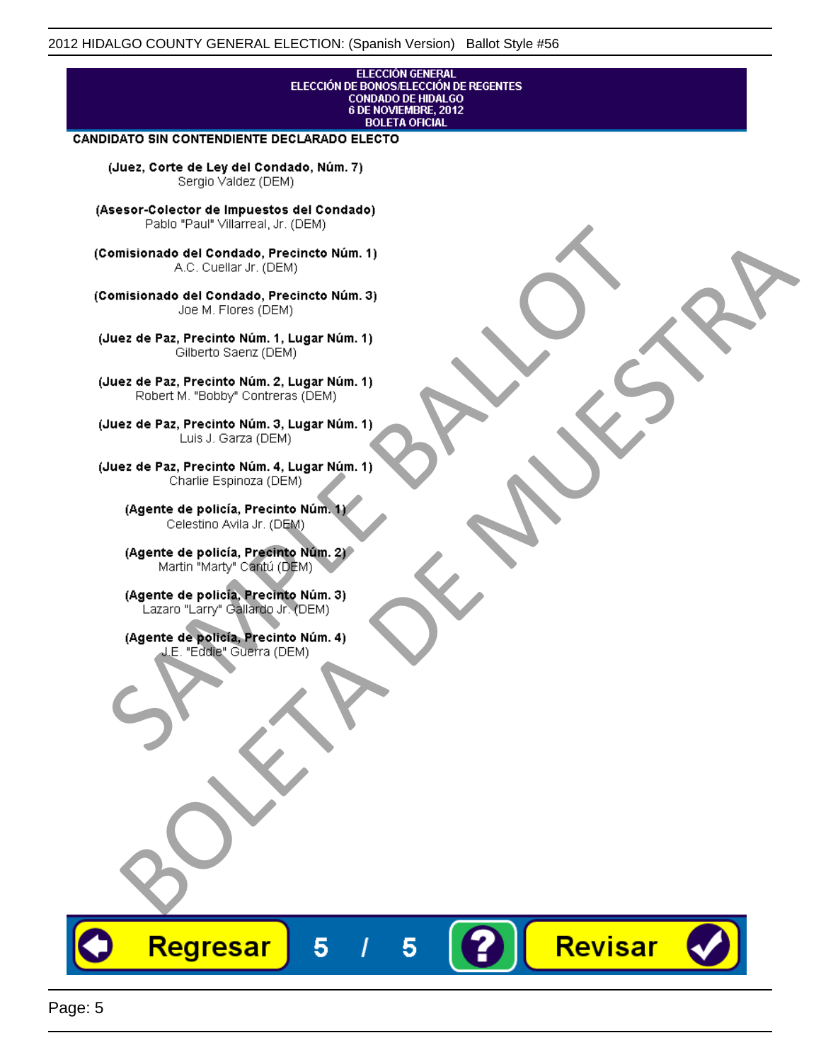ELECCIÓN GENERAL
ELECCIÓN DE BONOS/ELECCIÓN DE REGENTES
CONDADO DE HIDALGO
6 DE NOVIEMBRE, 2012
BOLETA OFICIAL

**CANDIDATO SIN CONTENDIENTE DECLARADO ELECTO**

**(Juez, Corte de Ley del Condado, Núm. 7)**
Sergio Valdez (DEM)

**(Asesor-Colector de Impuestos del Condado)**
Pablo "Paul" Villarreal, Jr. (DEM)

**(Comisionado del Condado, Precincto Núm. 1)**
A.C. Cuellar Jr. (DEM)

**(Comisionado del Condado, Precincto Núm. 3)**
Joe M. Flores (DEM)

**(Juez de Paz, Precinto Núm. 1, Lugar Núm. 1)**
Gilberto Saenz (DEM)

**(Juez de Paz, Precinto Núm. 2, Lugar Núm. 1)**
Robert M. "Bobby" Contreras (DEM)

**(Juez de Paz, Precinto Núm. 3, Lugar Núm. 1)**
Luis J. Garza (DEM)

**(Juez de Paz, Precinto Núm. 4, Lugar Núm. 1)**
Charlie Espinoza (DEM)

**(Agente de policía, Precinto Núm. 1)**
Celestino Avila Jr. (DEM)

**(Agente de policía, Precinto Núm. 2)**
Martin "Marty" Cantú (DEM)

**(Agente de policía, Precinto Núm. 3)**
Lazaro "Larry" Gallardo Jr. (DEM)

**(Agente de policía, Precinto Núm. 4)**
J.E. "Eddie" Guerra (DEM)

SAMPLE BALLOT
BOLETA DE MUESTRA

Regresar | 5 / 5 | ? | Revisar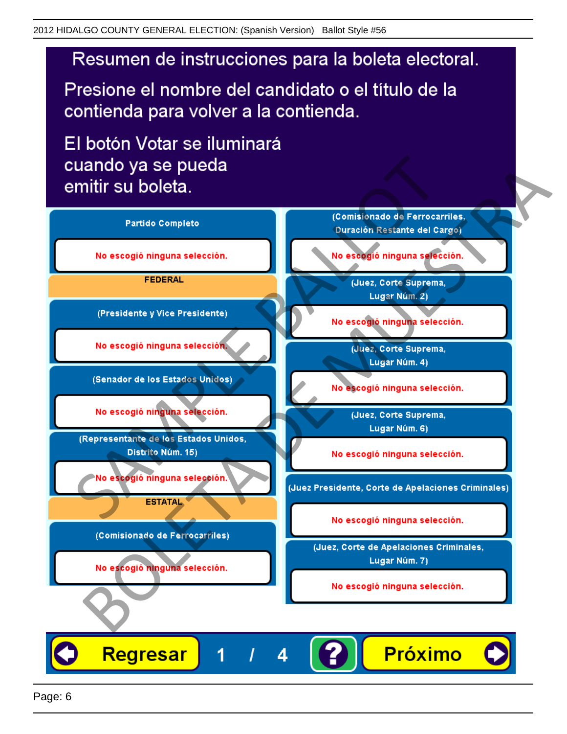# Resumen de instrucciones para la boleta electoral.

Presione el nombre del candidato o el título de la contienda para volver a la contienda.

El botón Votar se iluminará cuando ya se pueda emitir su boleta.

**Partido Completo**

No escogió ninguna selección.

**FEDERAL**

**(Presidente y Vice Presidente)**

No escogió ninguna selección.

**(Senador de los Estados Unidos)**

No escogió ninguna selección.

**(Representante de los Estados Unidos, Distrito Núm. 15)**

No escogió ninguna selección.

**ESTATAL**

**(Comisionado de Ferrocarriles)**

No escogió ninguna selección.

**(Comisionado de Ferrocarriles, Duración Restante del Cargo)**

No escogió ninguna selección.

**(Juez, Corte Suprema, Lugar Núm. 2)**

No escogió ninguna selección.

**(Juez, Corte Suprema, Lugar Núm. 4)**

No escogió ninguna selección.

**(Juez, Corte Suprema, Lugar Núm. 6)**

No escogió ninguna selección.

**(Juez Presidente, Corte de Apelaciones Criminales)**

No escogió ninguna selección.

**(Juez, Corte de Apelaciones Criminales, Lugar Núm. 7)**

No escogió ninguna selección.

Regresar 1 / 4 ? Próximo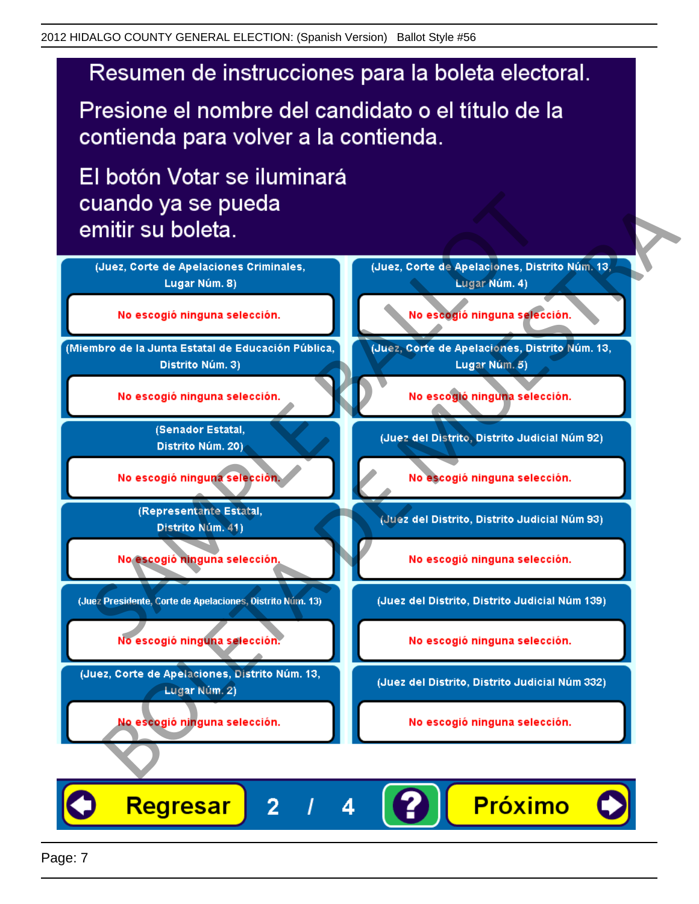# Resumen de instrucciones para la boleta electoral.

Presione el nombre del candidato o el título de la contienda para volver a la contienda.

El botón Votar se iluminará cuando ya se pueda emitir su boleta.

| | |
|---|---|
| (Juez, Corte de Apelaciones Criminales, Lugar Núm. 8) | (Juez, Corte de Apelaciones, Distrito Núm. 13, Lugar Núm. 4) |
| No escogió ninguna selección. | No escogió ninguna selección. |
| (Miembro de la Junta Estatal de Educación Pública, Distrito Núm. 3) | (Juez, Corte de Apelaciones, Distrito Núm. 13, Lugar Núm. 5) |
| No escogió ninguna selección. | No escogió ninguna selección. |
| (Senador Estatal, Distrito Núm. 20) | (Juez del Distrito, Distrito Judicial Núm 92) |
| No escogió ninguna selección. | No escogió ninguna selección. |
| (Representante Estatal, Distrito Núm. 41) | (Juez del Distrito, Distrito Judicial Núm 93) |
| No escogió ninguna selección. | No escogió ninguna selección. |
| (Juez Presidente, Corte de Apelaciones, Distrito Núm. 13) | (Juez del Distrito, Distrito Judicial Núm 139) |
| No escogió ninguna selección. | No escogió ninguna selección. |
| (Juez, Corte de Apelaciones, Distrito Núm. 13, Lugar Núm. 2) | (Juez del Distrito, Distrito Judicial Núm 332) |
| No escogió ninguna selección. | No escogió ninguna selección. |

Regresar 2 / 4 ? Próximo

SAMPLE BALLOT BOLETA DE MUESTRA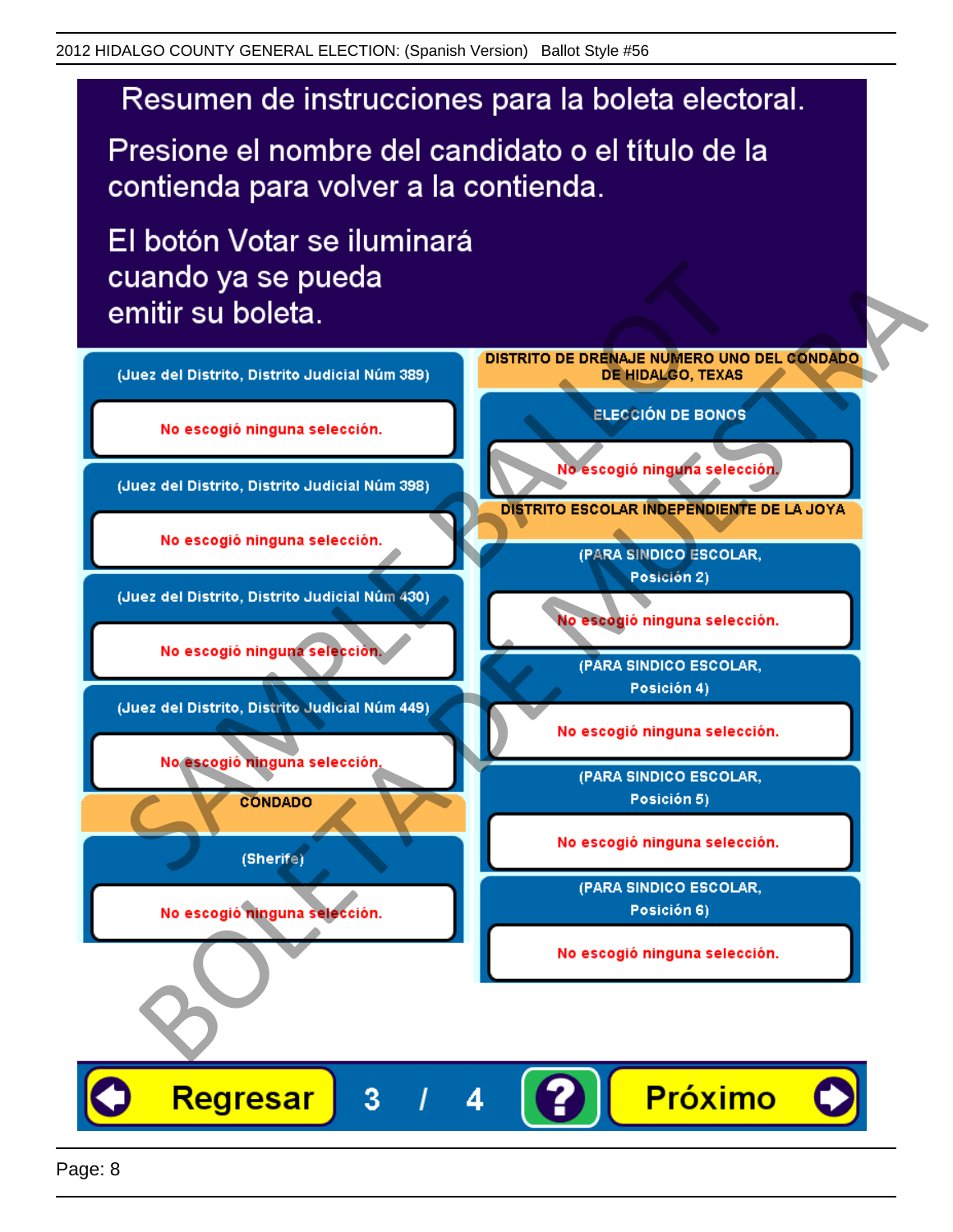# Resumen de instrucciones para la boleta electoral.

Presione el nombre del candidato o el título de la contienda para volver a la contienda.

El botón Votar se iluminará cuando ya se pueda emitir su boleta.

**(Juez del Distrito, Distrito Judicial Núm 389)**

No escogió ninguna selección.

**(Juez del Distrito, Distrito Judicial Núm 398)**

No escogió ninguna selección.

**(Juez del Distrito, Distrito Judicial Núm 430)**

No escogió ninguna selección.

**(Juez del Distrito, Distrito Judicial Núm 449)**

No escogió ninguna selección.

## CONDADO

**(Sherife)**

No escogió ninguna selección.

## DISTRITO DE DRENAJE NUMERO UNO DEL CONDADO DE HIDALGO, TEXAS

**ELECCIÓN DE BONOS**

No escogió ninguna selección.

## DISTRITO ESCOLAR INDEPENDIENTE DE LA JOYA

**(PARA SINDICO ESCOLAR, Posición 2)**

No escogió ninguna selección.

**(PARA SINDICO ESCOLAR, Posición 4)**

No escogió ninguna selección.

**(PARA SINDICO ESCOLAR, Posición 5)**

No escogió ninguna selección.

**(PARA SINDICO ESCOLAR, Posición 6)**

No escogió ninguna selección.

Regresar 3 / 4 ? Próximo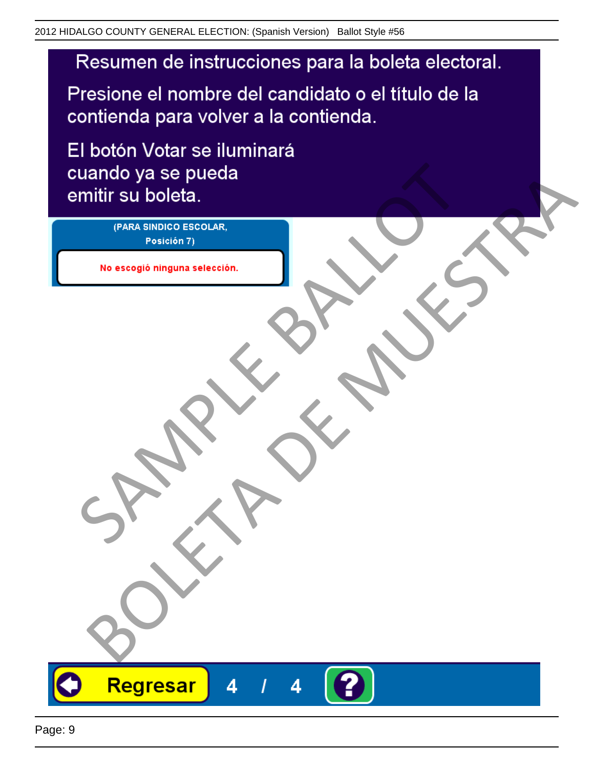Resumen de instrucciones para la boleta electoral.

Presione el nombre del candidato o el título de la contienda para volver a la contienda.

El botón Votar se iluminará cuando ya se pueda emitir su boleta.

(PARA SINDICO ESCOLAR, Posición 7)

No escogió ninguna selección.

SAMPLE BALLOT

BOLETA DE MUESTRA

Regresar

4 / 4

?